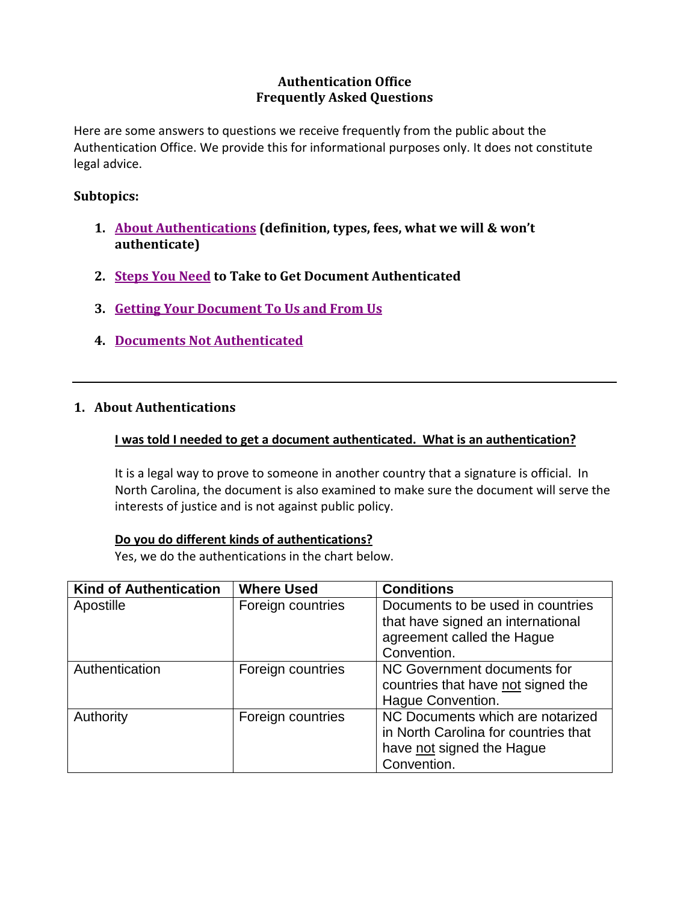# Authentication Office
## Frequently Asked Questions

Here are some answers to questions we receive frequently from the public about the Authentication Office. We provide this for informational purposes only. It does not constitute legal advice.

**Subtopics:**

1. **About Authentications (definition, types, fees, what we will & won't authenticate)**
2. **Steps You Need to Take to Get Document Authenticated**
3. **Getting Your Document To Us and From Us**
4. **Documents Not Authenticated**

---

## 1. About Authentications

**I was told I needed to get a document authenticated. What is an authentication?**

It is a legal way to prove to someone in another country that a signature is official. In North Carolina, the document is also examined to make sure the document will serve the interests of justice and is not against public policy.

**Do you do different kinds of authentications?**

Yes, we do the authentications in the chart below.

| Kind of Authentication | Where Used | Conditions |
|---|---|---|
| Apostille | Foreign countries | Documents to be used in countries that have signed an international agreement called the Hague Convention. |
| Authentication | Foreign countries | NC Government documents for countries that have not signed the Hague Convention. |
| Authority | Foreign countries | NC Documents which are notarized in North Carolina for countries that have not signed the Hague Convention. |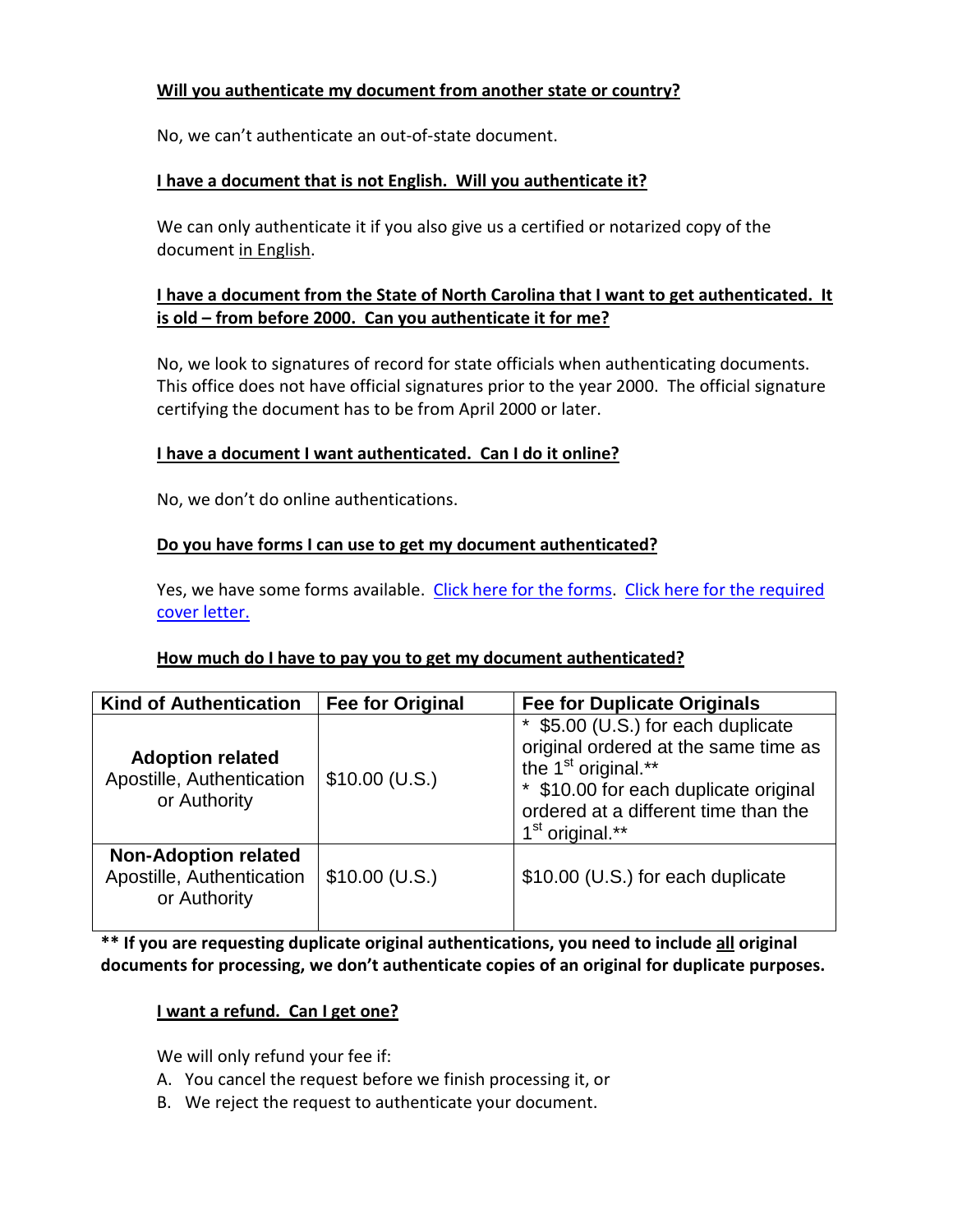**Will you authenticate my document from another state or country?**

No, we can't authenticate an out-of-state document.

**I have a document that is not English. Will you authenticate it?**

We can only authenticate it if you also give us a certified or notarized copy of the document in English.

**I have a document from the State of North Carolina that I want to get authenticated. It is old – from before 2000. Can you authenticate it for me?**

No, we look to signatures of record for state officials when authenticating documents. This office does not have official signatures prior to the year 2000. The official signature certifying the document has to be from April 2000 or later.

**I have a document I want authenticated. Can I do it online?**

No, we don't do online authentications.

**Do you have forms I can use to get my document authenticated?**

Yes, we have some forms available. [Click here for the forms](). [Click here for the required cover letter.]()

**How much do I have to pay you to get my document authenticated?**

| Kind of Authentication | Fee for Original | Fee for Duplicate Originals |
|---|---|---|
| **Adoption related** Apostille, Authentication or Authority | $10.00 (U.S.) | * $5.00 (U.S.) for each duplicate original ordered at the same time as the 1st original.** * $10.00 for each duplicate original ordered at a different time than the 1st original.** |
| **Non-Adoption related** Apostille, Authentication or Authority | $10.00 (U.S.) | $10.00 (U.S.) for each duplicate |

**** If you are requesting duplicate original authentications, you need to include all original documents for processing, we don't authenticate copies of an original for duplicate purposes.**

**I want a refund. Can I get one?**

We will only refund your fee if:

A. You cancel the request before we finish processing it, or
B. We reject the request to authenticate your document.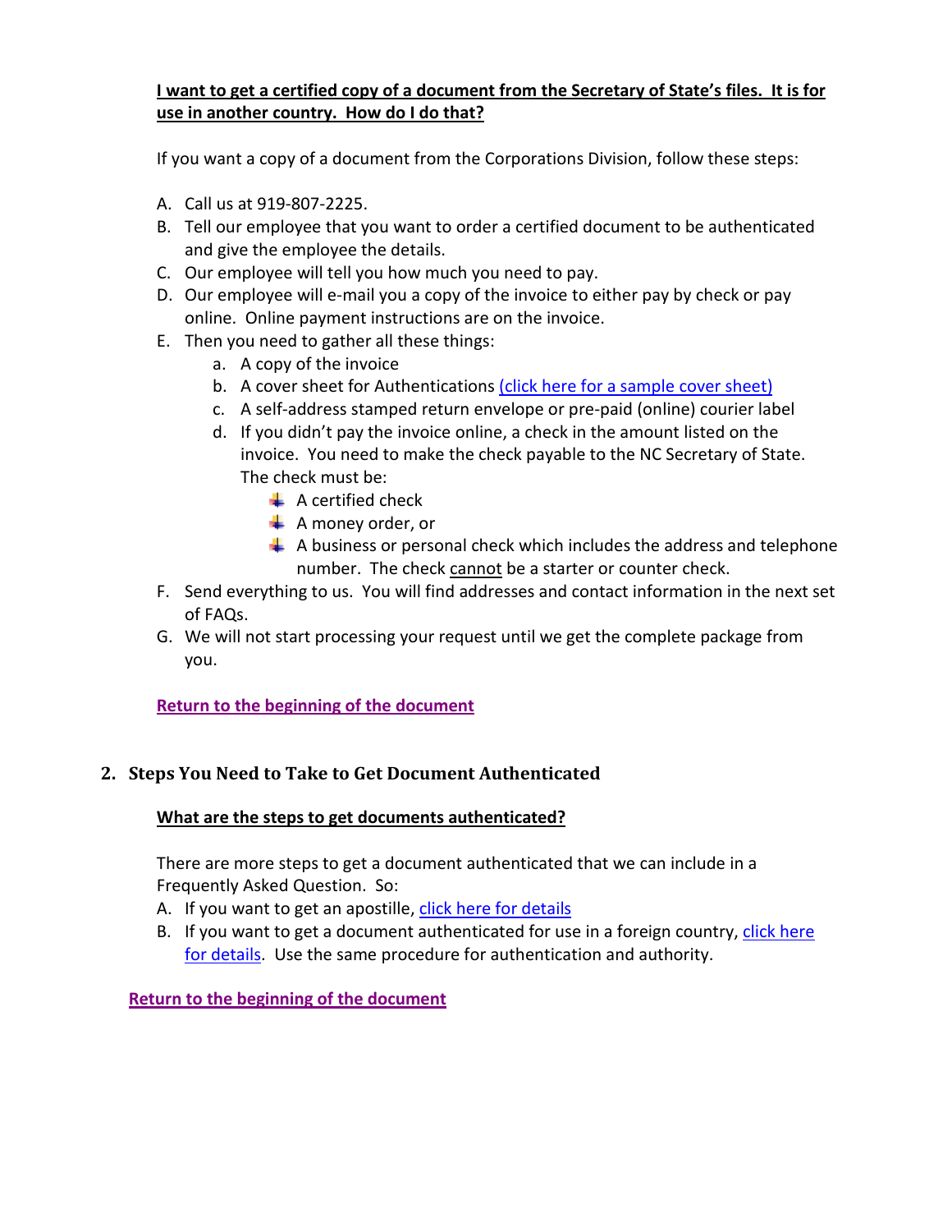**I want to get a certified copy of a document from the Secretary of State's files. It is for use in another country. How do I do that?**

If you want a copy of a document from the Corporations Division, follow these steps:

A. Call us at 919-807-2225.
B. Tell our employee that you want to order a certified document to be authenticated and give the employee the details.
C. Our employee will tell you how much you need to pay.
D. Our employee will e-mail you a copy of the invoice to either pay by check or pay online. Online payment instructions are on the invoice.
E. Then you need to gather all these things:
   a. A copy of the invoice
   b. A cover sheet for Authentications (click here for a sample cover sheet)
   c. A self-address stamped return envelope or pre-paid (online) courier label
   d. If you didn't pay the invoice online, a check in the amount listed on the invoice. You need to make the check payable to the NC Secretary of State. The check must be:
      - A certified check
      - A money order, or
      - A business or personal check which includes the address and telephone number. The check cannot be a starter or counter check.
F. Send everything to us. You will find addresses and contact information in the next set of FAQs.
G. We will not start processing your request until we get the complete package from you.

**Return to the beginning of the document**

## 2. Steps You Need to Take to Get Document Authenticated

**What are the steps to get documents authenticated?**

There are more steps to get a document authenticated that we can include in a Frequently Asked Question. So:

A. If you want to get an apostille, click here for details
B. If you want to get a document authenticated for use in a foreign country, click here for details. Use the same procedure for authentication and authority.

**Return to the beginning of the document**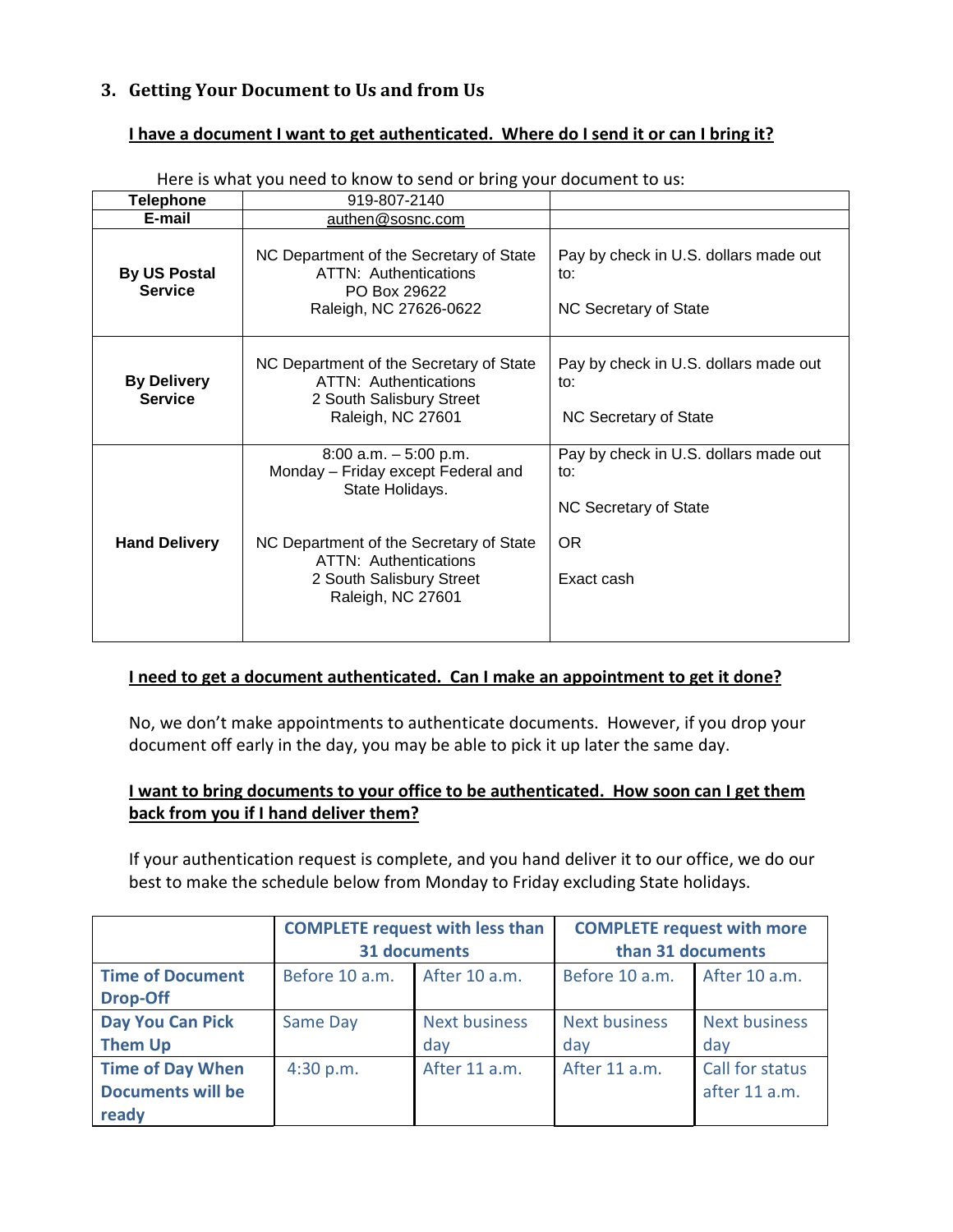## 3. Getting Your Document to Us and from Us

**I have a document I want to get authenticated. Where do I send it or can I bring it?**

Here is what you need to know to send or bring your document to us:

| | | |
|---|---|---|
| **Telephone** | 919-807-2140 | |
| **E-mail** | authen@sosnc.com | |
| **By US Postal Service** | NC Department of the Secretary of State<br>ATTN: Authentications<br>PO Box 29622<br>Raleigh, NC 27626-0622 | Pay by check in U.S. dollars made out to:<br><br>NC Secretary of State |
| **By Delivery Service** | NC Department of the Secretary of State<br>ATTN: Authentications<br>2 South Salisbury Street<br>Raleigh, NC 27601 | Pay by check in U.S. dollars made out to:<br><br>NC Secretary of State |
| **Hand Delivery** | 8:00 a.m. – 5:00 p.m.<br>Monday – Friday except Federal and State Holidays.<br><br>NC Department of the Secretary of State<br>ATTN: Authentications<br>2 South Salisbury Street<br>Raleigh, NC 27601 | Pay by check in U.S. dollars made out to:<br><br>NC Secretary of State<br><br>OR<br><br>Exact cash |

**I need to get a document authenticated. Can I make an appointment to get it done?**

No, we don't make appointments to authenticate documents. However, if you drop your document off early in the day, you may be able to pick it up later the same day.

**I want to bring documents to your office to be authenticated. How soon can I get them back from you if I hand deliver them?**

If your authentication request is complete, and you hand deliver it to our office, we do our best to make the schedule below from Monday to Friday excluding State holidays.

| | COMPLETE request with less than 31 documents | | COMPLETE request with more than 31 documents | |
|---|---|---|---|---|
| **Time of Document Drop-Off** | Before 10 a.m. | After 10 a.m. | Before 10 a.m. | After 10 a.m. |
| **Day You Can Pick Them Up** | Same Day | Next business day | Next business day | Next business day |
| **Time of Day When Documents will be ready** | 4:30 p.m. | After 11 a.m. | After 11 a.m. | Call for status after 11 a.m. |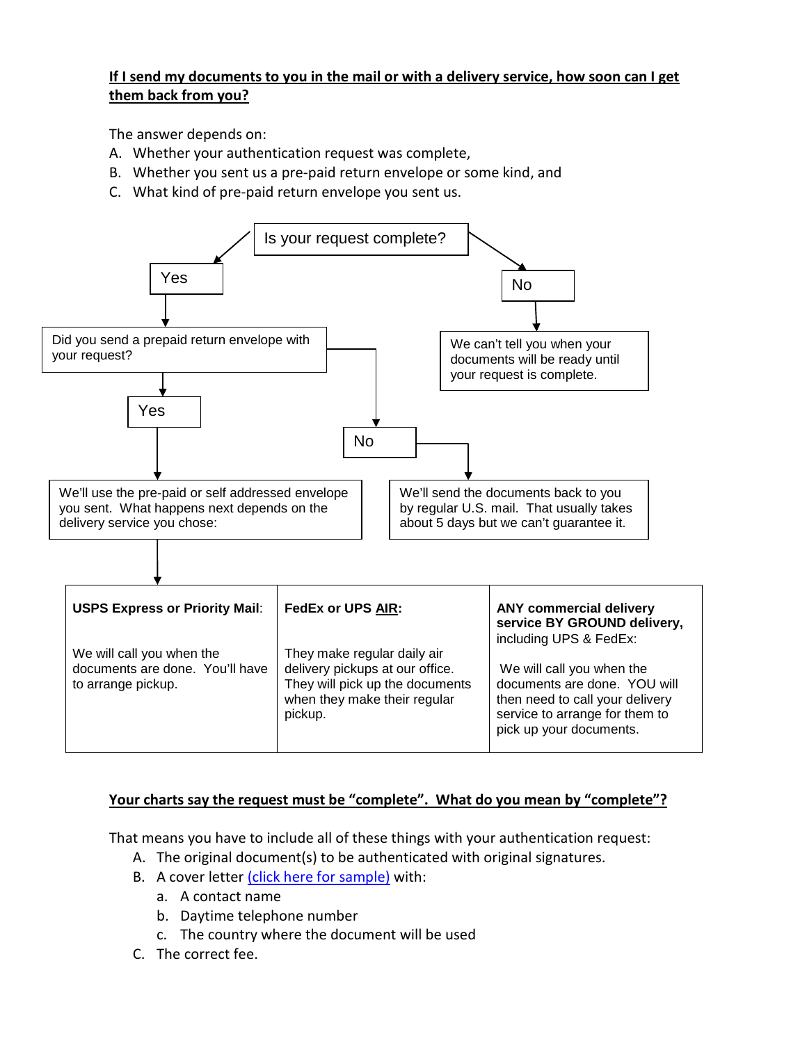**If I send my documents to you in the mail or with a delivery service, how soon can I get them back from you?**

The answer depends on:

A. Whether your authentication request was complete,
B. Whether you sent us a pre-paid return envelope or some kind, and
C. What kind of pre-paid return envelope you sent us.

Is your request complete?

- Yes
  - Did you send a prepaid return envelope with your request?
    - Yes
      - We'll use the pre-paid or self addressed envelope you sent. What happens next depends on the delivery service you chose:
    - No
      - We'll send the documents back to you by regular U.S. mail. That usually takes about 5 days but we can't guarantee it.
- No
  - We can't tell you when your documents will be ready until your request is complete.

| **USPS Express or Priority Mail**: | **FedEx or UPS AIR**: | **ANY commercial delivery service BY GROUND delivery,** including UPS & FedEx: |
|---|---|---|
| We will call you when the documents are done. You'll have to arrange pickup. | They make regular daily air delivery pickups at our office. They will pick up the documents when they make their regular pickup. | We will call you when the documents are done. YOU will then need to call your delivery service to arrange for them to pick up your documents. |

**Your charts say the request must be "complete". What do you mean by "complete"?**

That means you have to include all of these things with your authentication request:

A. The original document(s) to be authenticated with original signatures.
B. A cover letter (click here for sample) with:
   a. A contact name
   b. Daytime telephone number
   c. The country where the document will be used
C. The correct fee.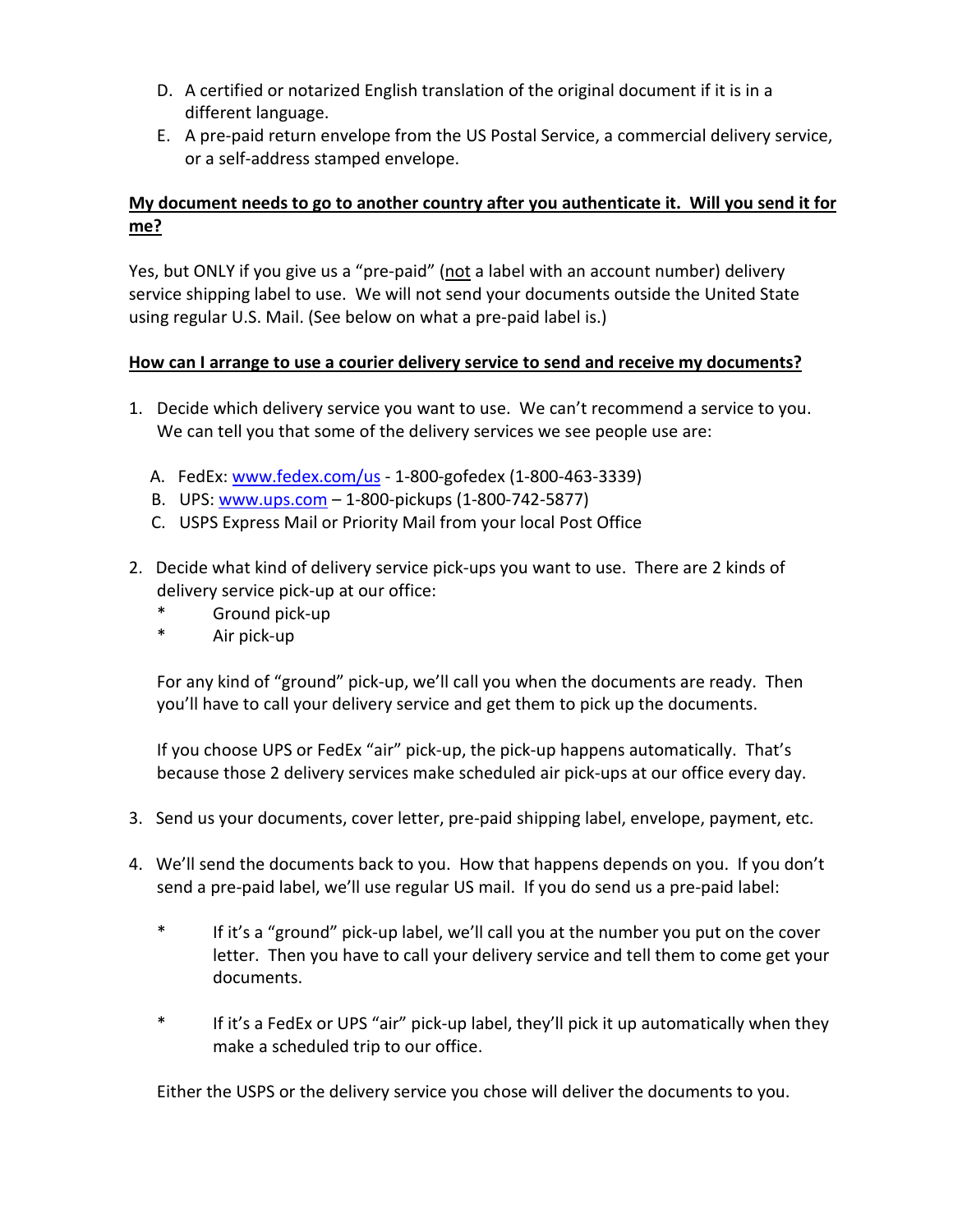D. A certified or notarized English translation of the original document if it is in a different language.
E. A pre-paid return envelope from the US Postal Service, a commercial delivery service, or a self-address stamped envelope.

**<u>My document needs to go to another country after you authenticate it. Will you send it for me?</u>**

Yes, but ONLY if you give us a "pre-paid" (<u>not</u> a label with an account number) delivery service shipping label to use. We will not send your documents outside the United State using regular U.S. Mail. (See below on what a pre-paid label is.)

**<u>How can I arrange to use a courier delivery service to send and receive my documents?</u>**

1. Decide which delivery service you want to use. We can't recommend a service to you. We can tell you that some of the delivery services we see people use are:

   A. FedEx: [www.fedex.com/us](http://www.fedex.com/us) - 1-800-gofedex (1-800-463-3339)
   B. UPS: [www.ups.com](http://www.ups.com) – 1-800-pickups (1-800-742-5877)
   C. USPS Express Mail or Priority Mail from your local Post Office

2. Decide what kind of delivery service pick-ups you want to use. There are 2 kinds of delivery service pick-up at our office:
   * Ground pick-up
   * Air pick-up

   For any kind of "ground" pick-up, we'll call you when the documents are ready. Then you'll have to call your delivery service and get them to pick up the documents.

   If you choose UPS or FedEx "air" pick-up, the pick-up happens automatically. That's because those 2 delivery services make scheduled air pick-ups at our office every day.

3. Send us your documents, cover letter, pre-paid shipping label, envelope, payment, etc.

4. We'll send the documents back to you. How that happens depends on you. If you don't send a pre-paid label, we'll use regular US mail. If you do send us a pre-paid label:

   * If it's a "ground" pick-up label, we'll call you at the number you put on the cover letter. Then you have to call your delivery service and tell them to come get your documents.

   * If it's a FedEx or UPS "air" pick-up label, they'll pick it up automatically when they make a scheduled trip to our office.

   Either the USPS or the delivery service you chose will deliver the documents to you.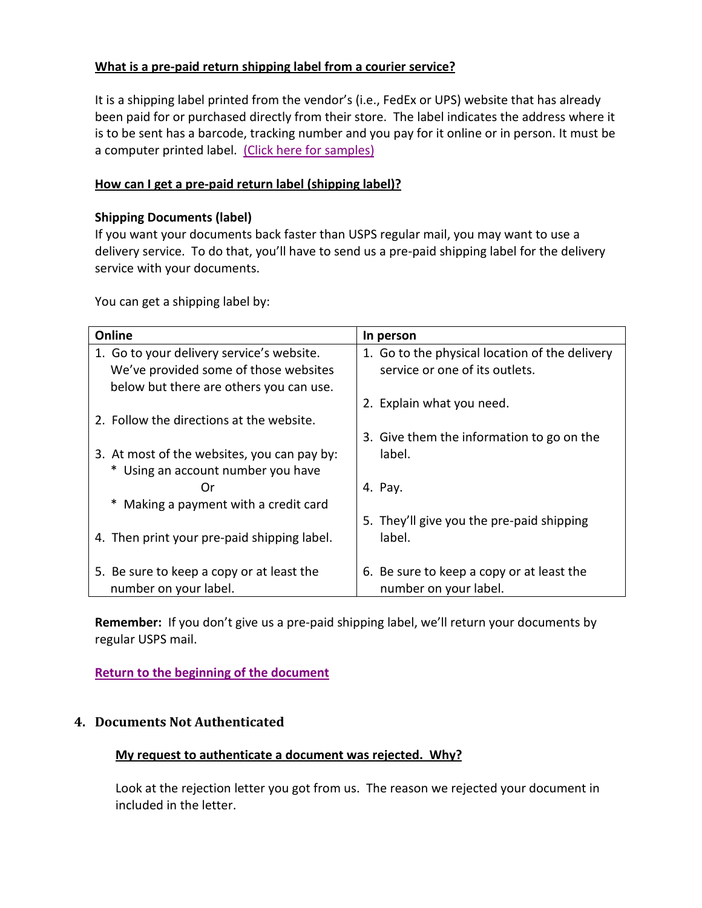**What is a pre-paid return shipping label from a courier service?**

It is a shipping label printed from the vendor's (i.e., FedEx or UPS) website that has already been paid for or purchased directly from their store. The label indicates the address where it is to be sent has a barcode, tracking number and you pay for it online or in person. It must be a computer printed label. (Click here for samples)

**How can I get a pre-paid return label (shipping label)?**

**Shipping Documents (label)**

If you want your documents back faster than USPS regular mail, you may want to use a delivery service. To do that, you'll have to send us a pre-paid shipping label for the delivery service with your documents.

You can get a shipping label by:

| Online | In person |
|---|---|
| 1. Go to your delivery service's website. We've provided some of those websites below but there are others you can use.<br><br>2. Follow the directions at the website.<br><br>3. At most of the websites, you can pay by:<br>* Using an account number you have<br>Or<br>* Making a payment with a credit card<br><br>4. Then print your pre-paid shipping label.<br><br>5. Be sure to keep a copy or at least the number on your label. | 1. Go to the physical location of the delivery service or one of its outlets.<br><br>2. Explain what you need.<br><br>3. Give them the information to go on the label.<br><br>4. Pay.<br><br>5. They'll give you the pre-paid shipping label.<br><br>6. Be sure to keep a copy or at least the number on your label. |

**Remember:** If you don't give us a pre-paid shipping label, we'll return your documents by regular USPS mail.

**Return to the beginning of the document**

## 4. Documents Not Authenticated

**My request to authenticate a document was rejected. Why?**

Look at the rejection letter you got from us. The reason we rejected your document in included in the letter.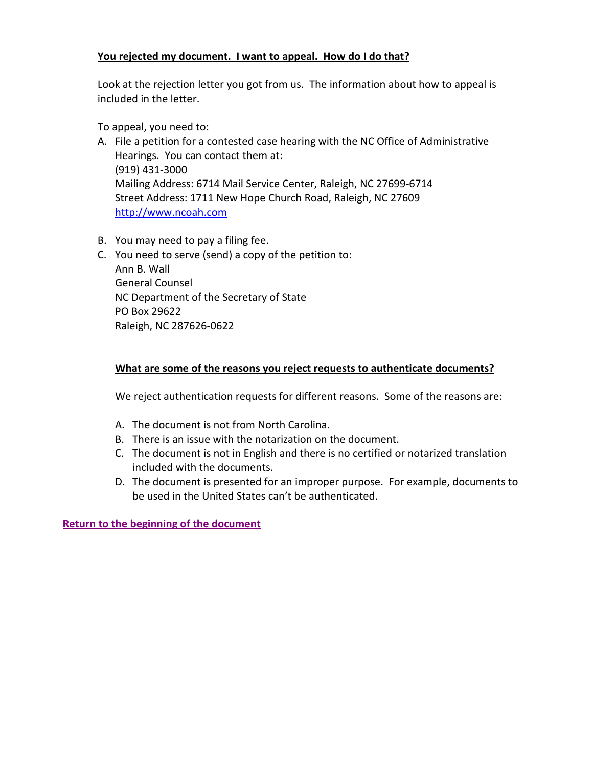**You rejected my document. I want to appeal. How do I do that?**

Look at the rejection letter you got from us. The information about how to appeal is included in the letter.

To appeal, you need to:

A. File a petition for a contested case hearing with the NC Office of Administrative Hearings. You can contact them at:
   (919) 431-3000
   Mailing Address: 6714 Mail Service Center, Raleigh, NC 27699-6714
   Street Address: 1711 New Hope Church Road, Raleigh, NC 27609
   [http://www.ncoah.com](http://www.ncoah.com)

B. You may need to pay a filing fee.

C. You need to serve (send) a copy of the petition to:
   Ann B. Wall
   General Counsel
   NC Department of the Secretary of State
   PO Box 29622
   Raleigh, NC 287626-0622

**What are some of the reasons you reject requests to authenticate documents?**

We reject authentication requests for different reasons. Some of the reasons are:

A. The document is not from North Carolina.
B. There is an issue with the notarization on the document.
C. The document is not in English and there is no certified or notarized translation included with the documents.
D. The document is presented for an improper purpose. For example, documents to be used in the United States can't be authenticated.

**Return to the beginning of the document**